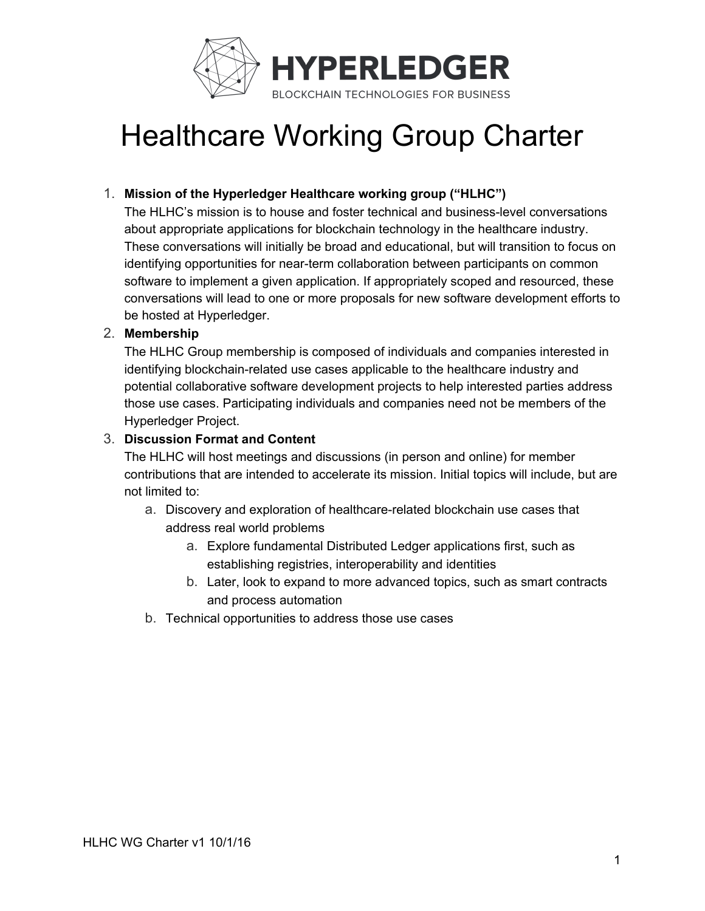# Healthcare Working Group Charter

1. **Mission of the Hyperledger Healthcare working group ("HLHC")**
   The HLHC's mission is to house and foster technical and business-level conversations about appropriate applications for blockchain technology in the healthcare industry. These conversations will initially be broad and educational, but will transition to focus on identifying opportunities for near-term collaboration between participants on common software to implement a given application. If appropriately scoped and resourced, these conversations will lead to one or more proposals for new software development efforts to be hosted at Hyperledger.
2. **Membership**
   The HLHC Group membership is composed of individuals and companies interested in identifying blockchain-related use cases applicable to the healthcare industry and potential collaborative software development projects to help interested parties address those use cases. Participating individuals and companies need not be members of the Hyperledger Project.
3. **Discussion Format and Content**
   The HLHC will host meetings and discussions (in person and online) for member contributions that are intended to accelerate its mission. Initial topics will include, but are not limited to:
   a. Discovery and exploration of healthcare-related blockchain use cases that address real world problems
      a. Explore fundamental Distributed Ledger applications first, such as establishing registries, interoperability and identities
      b. Later, look to expand to more advanced topics, such as smart contracts and process automation
   b. Technical opportunities to address those use cases

HLHC WG Charter v1 10/1/16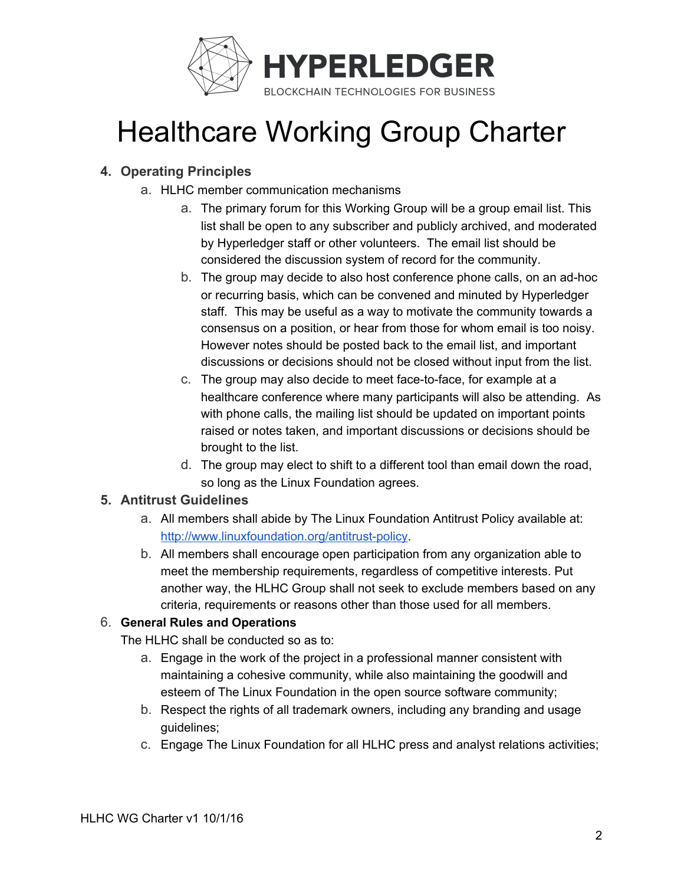# Healthcare Working Group Charter

4. **Operating Principles**
   a. HLHC member communication mechanisms
      a. The primary forum for this Working Group will be a group email list. This list shall be open to any subscriber and publicly archived, and moderated by Hyperledger staff or other volunteers. The email list should be considered the discussion system of record for the community.
      b. The group may decide to also host conference phone calls, on an ad-hoc or recurring basis, which can be convened and minuted by Hyperledger staff. This may be useful as a way to motivate the community towards a consensus on a position, or hear from those for whom email is too noisy. However notes should be posted back to the email list, and important discussions or decisions should not be closed without input from the list.
      c. The group may also decide to meet face-to-face, for example at a healthcare conference where many participants will also be attending. As with phone calls, the mailing list should be updated on important points raised or notes taken, and important discussions or decisions should be brought to the list.
      d. The group may elect to shift to a different tool than email down the road, so long as the Linux Foundation agrees.
5. **Antitrust Guidelines**
   a. All members shall abide by The Linux Foundation Antitrust Policy available at: [http://www.linuxfoundation.org/antitrust-policy](http://www.linuxfoundation.org/antitrust-policy).
   b. All members shall encourage open participation from any organization able to meet the membership requirements, regardless of competitive interests. Put another way, the HLHC Group shall not seek to exclude members based on any criteria, requirements or reasons other than those used for all members.
6. **General Rules and Operations**
   The HLHC shall be conducted so as to:
   a. Engage in the work of the project in a professional manner consistent with maintaining a cohesive community, while also maintaining the goodwill and esteem of The Linux Foundation in the open source software community;
   b. Respect the rights of all trademark owners, including any branding and usage guidelines;
   c. Engage The Linux Foundation for all HLHC press and analyst relations activities;

HLHC WG Charter v1 10/1/16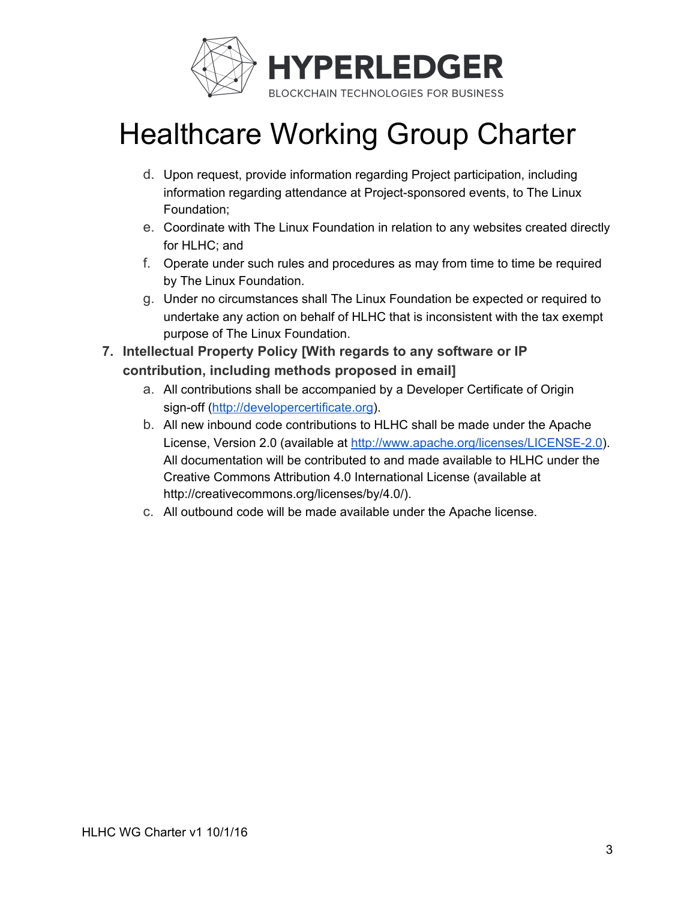d. Upon request, provide information regarding Project participation, including information regarding attendance at Project-sponsored events, to The Linux Foundation;

e. Coordinate with The Linux Foundation in relation to any websites created directly for HLHC; and

f. Operate under such rules and procedures as may from time to time be required by The Linux Foundation.

g. Under no circumstances shall The Linux Foundation be expected or required to undertake any action on behalf of HLHC that is inconsistent with the tax exempt purpose of The Linux Foundation.

7. **Intellectual Property Policy [With regards to any software or IP contribution, including methods proposed in email]**

   a. All contributions shall be accompanied by a Developer Certificate of Origin sign-off (http://developercertificate.org).

   b. All new inbound code contributions to HLHC shall be made under the Apache License, Version 2.0 (available at http://www.apache.org/licenses/LICENSE-2.0). All documentation will be contributed to and made available to HLHC under the Creative Commons Attribution 4.0 International License (available at http://creativecommons.org/licenses/by/4.0/).

   c. All outbound code will be made available under the Apache license.